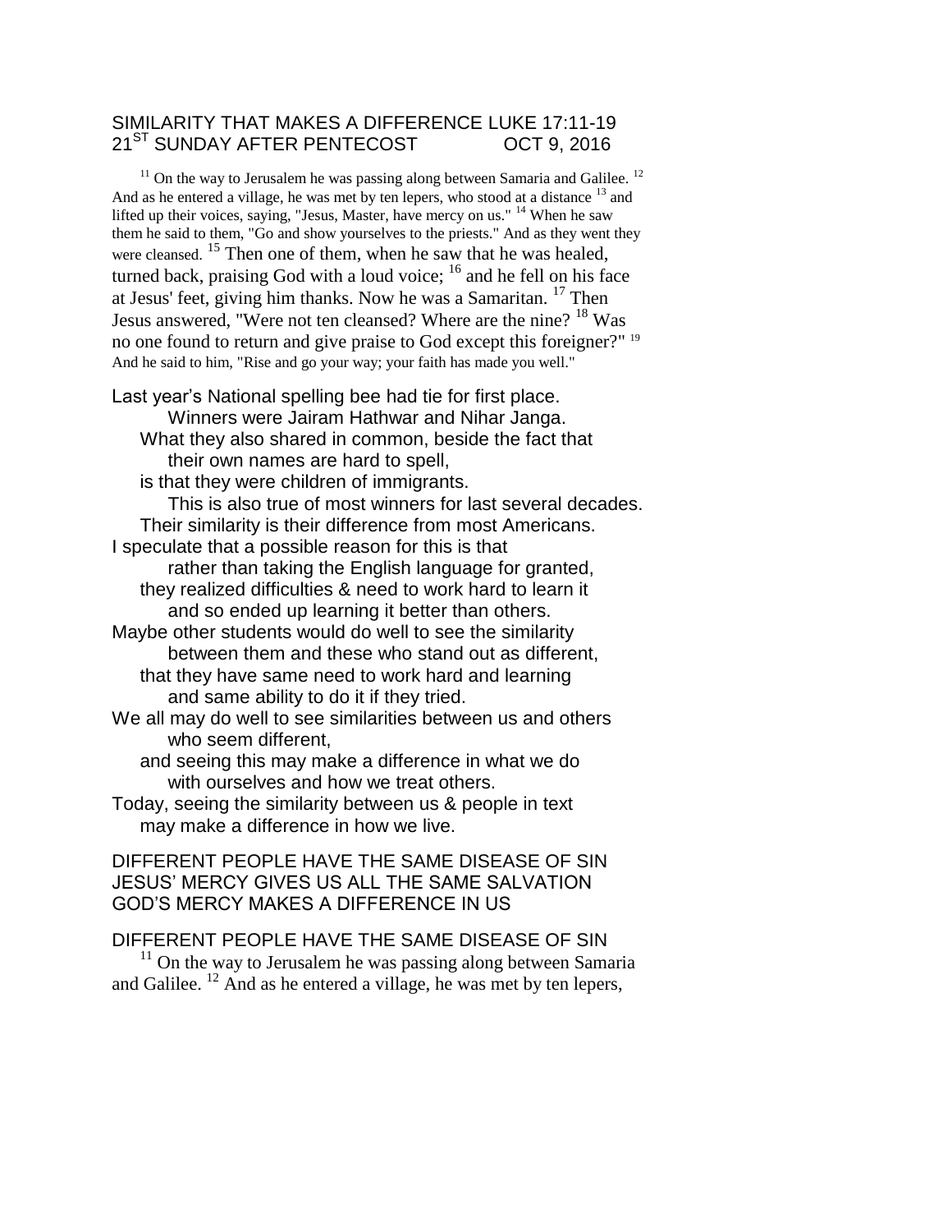# SIMILARITY THAT MAKES A DIFFERENCE LUKE 17:11-19
## 21ST SUNDAY AFTER PENTECOST OCT 9, 2016

[11] On the way to Jerusalem he was passing along between Samaria and Galilee. [12] And as he entered a village, he was met by ten lepers, who stood at a distance [13] and lifted up their voices, saying, "Jesus, Master, have mercy on us." [14] When he saw them he said to them, "Go and show yourselves to the priests." And as they went they were cleansed. [15] Then one of them, when he saw that he was healed, turned back, praising God with a loud voice; [16] and he fell on his face at Jesus' feet, giving him thanks. Now he was a Samaritan. [17] Then Jesus answered, "Were not ten cleansed? Where are the nine? [18] Was no one found to return and give praise to God except this foreigner?" [19] And he said to him, "Rise and go your way; your faith has made you well."

Last year's National spelling bee had tie for first place.
Winners were Jairam Hathwar and Nihar Janga.
What they also shared in common, beside the fact that their own names are hard to spell,
is that they were children of immigrants.
This is also true of most winners for last several decades.
Their similarity is their difference from most Americans.
I speculate that a possible reason for this is that
rather than taking the English language for granted,
they realized difficulties & need to work hard to learn it
and so ended up learning it better than others.
Maybe other students would do well to see the similarity
between them and these who stand out as different,
that they have same need to work hard and learning
and same ability to do it if they tried.
We all may do well to see similarities between us and others
who seem different,
and seeing this may make a difference in what we do
with ourselves and how we treat others.
Today, seeing the similarity between us & people in text
may make a difference in how we live.

DIFFERENT PEOPLE HAVE THE SAME DISEASE OF SIN
JESUS' MERCY GIVES US ALL THE SAME SALVATION
GOD'S MERCY MAKES A DIFFERENCE IN US

## DIFFERENT PEOPLE HAVE THE SAME DISEASE OF SIN

[11] On the way to Jerusalem he was passing along between Samaria and Galilee. [12] And as he entered a village, he was met by ten lepers,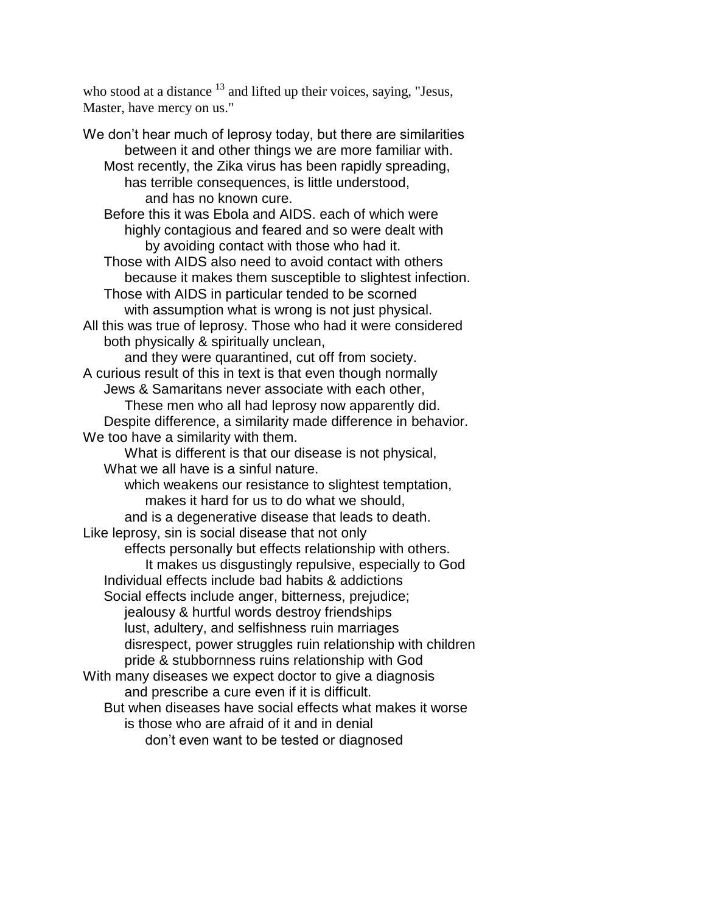who stood at a distance [13] and lifted up their voices, saying, "Jesus, Master, have mercy on us."

We don't hear much of leprosy today, but there are similarities
        between it and other things we are more familiar with.
    Most recently, the Zika virus has been rapidly spreading,
        has terrible consequences, is little understood,
            and has no known cure.
    Before this it was Ebola and AIDS. each of which were
        highly contagious and feared and so were dealt with
            by avoiding contact with those who had it.
    Those with AIDS also need to avoid contact with others
        because it makes them susceptible to slightest infection.
    Those with AIDS in particular tended to be scorned
        with assumption what is wrong is not just physical.
All this was true of leprosy. Those who had it were considered
    both physically & spiritually unclean,
        and they were quarantined, cut off from society.
A curious result of this in text is that even though normally
    Jews & Samaritans never associate with each other,
        These men who all had leprosy now apparently did.
    Despite difference, a similarity made difference in behavior.
We too have a similarity with them.
        What is different is that our disease is not physical,
    What we all have is a sinful nature.
        which weakens our resistance to slightest temptation,
            makes it hard for us to do what we should,
        and is a degenerative disease that leads to death.
Like leprosy, sin is social disease that not only
        effects personally but effects relationship with others.
            It makes us disgustingly repulsive, especially to God
    Individual effects include bad habits & addictions
    Social effects include anger, bitterness, prejudice;
        jealousy & hurtful words destroy friendships
        lust, adultery, and selfishness ruin marriages
        disrespect, power struggles ruin relationship with children
        pride & stubbornness ruins relationship with God
With many diseases we expect doctor to give a diagnosis
        and prescribe a cure even if it is difficult.
    But when diseases have social effects what makes it worse
        is those who are afraid of it and in denial
            don't even want to be tested or diagnosed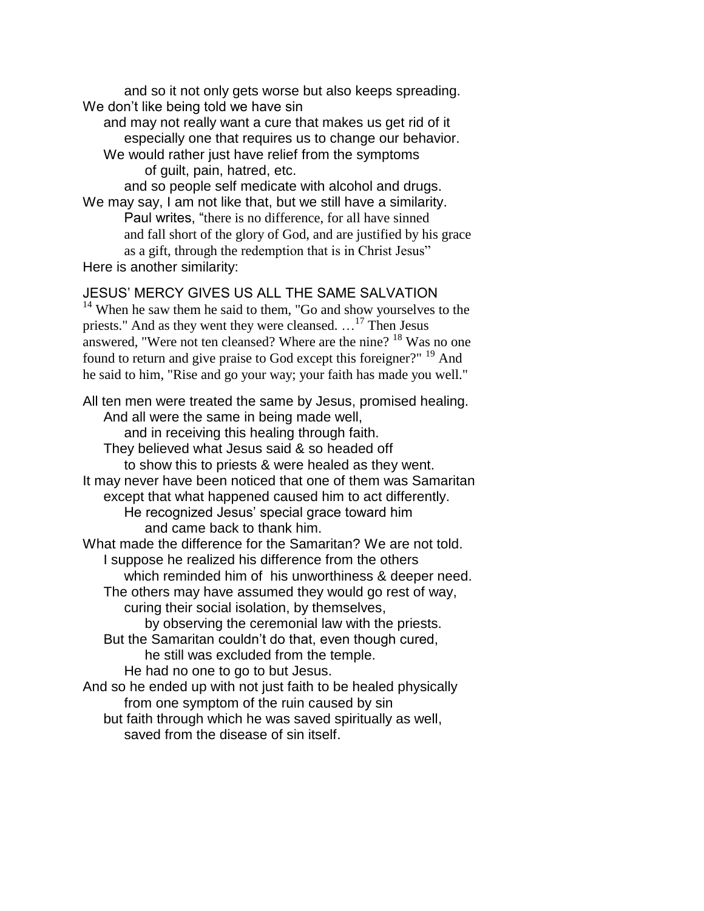and so it not only gets worse but also keeps spreading.
We don't like being told we have sin
and may not really want a cure that makes us get rid of it
especially one that requires us to change our behavior.
We would rather just have relief from the symptoms
of guilt, pain, hatred, etc.
and so people self medicate with alcohol and drugs.
We may say, I am not like that, but we still have a similarity.
Paul writes, "there is no difference, for all have sinned
and fall short of the glory of God, and are justified by his grace
as a gift, through the redemption that is in Christ Jesus"
Here is another similarity:

## JESUS' MERCY GIVES US ALL THE SAME SALVATION

[14] When he saw them he said to them, "Go and show yourselves to the priests." And as they went they were cleansed. …[17] Then Jesus answered, "Were not ten cleansed? Where are the nine? [18] Was no one found to return and give praise to God except this foreigner?" [19] And he said to him, "Rise and go your way; your faith has made you well."

All ten men were treated the same by Jesus, promised healing.
And all were the same in being made well,
and in receiving this healing through faith.
They believed what Jesus said & so headed off
to show this to priests & were healed as they went.
It may never have been noticed that one of them was Samaritan
except that what happened caused him to act differently.
He recognized Jesus' special grace toward him
and came back to thank him.
What made the difference for the Samaritan? We are not told.
I suppose he realized his difference from the others
which reminded him of his unworthiness & deeper need.
The others may have assumed they would go rest of way,
curing their social isolation, by themselves,
by observing the ceremonial law with the priests.
But the Samaritan couldn't do that, even though cured,
he still was excluded from the temple.
He had no one to go to but Jesus.
And so he ended up with not just faith to be healed physically
from one symptom of the ruin caused by sin
but faith through which he was saved spiritually as well,
saved from the disease of sin itself.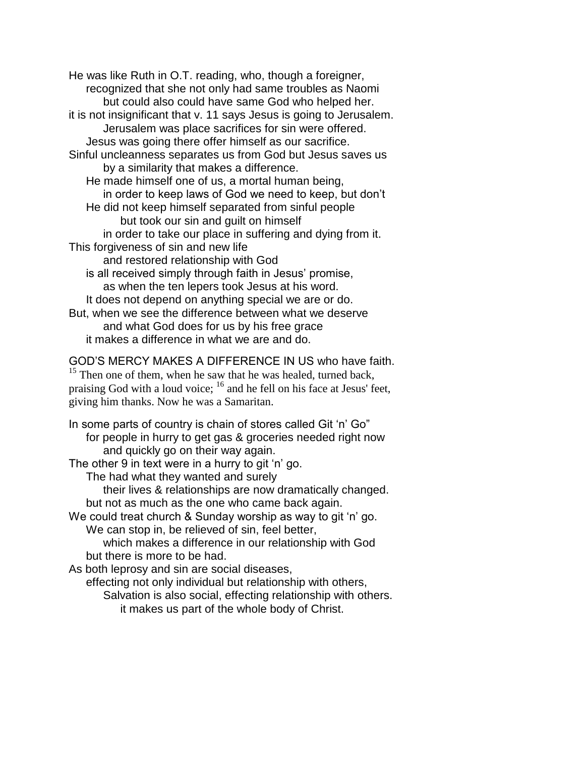He was like Ruth in O.T. reading, who, though a foreigner,
    recognized that she not only had same troubles as Naomi
        but could also could have same God who helped her.
it is not insignificant that v. 11 says Jesus is going to Jerusalem.
        Jerusalem was place sacrifices for sin were offered.
    Jesus was going there offer himself as our sacrifice.
Sinful uncleanness separates us from God but Jesus saves us
        by a similarity that makes a difference.
    He made himself one of us, a mortal human being,
        in order to keep laws of God we need to keep, but don't
    He did not keep himself separated from sinful people
            but took our sin and guilt on himself
        in order to take our place in suffering and dying from it.
This forgiveness of sin and new life
        and restored relationship with God
    is all received simply through faith in Jesus' promise,
        as when the ten lepers took Jesus at his word.
    It does not depend on anything special we are or do.
But, when we see the difference between what we deserve
        and what God does for us by his free grace
    it makes a difference in what we are and do.

GOD'S MERCY MAKES A DIFFERENCE IN US who have faith.
[15] Then one of them, when he saw that he was healed, turned back, praising God with a loud voice; [16] and he fell on his face at Jesus' feet, giving him thanks. Now he was a Samaritan.

In some parts of country is chain of stores called Git 'n' Go"
    for people in hurry to get gas & groceries needed right now
        and quickly go on their way again.
The other 9 in text were in a hurry to git 'n' go.
    The had what they wanted and surely
        their lives & relationships are now dramatically changed.
    but not as much as the one who came back again.
We could treat church & Sunday worship as way to git 'n' go.
    We can stop in, be relieved of sin, feel better,
        which makes a difference in our relationship with God
    but there is more to be had.
As both leprosy and sin are social diseases,
    effecting not only individual but relationship with others,
        Salvation is also social, effecting relationship with others.
            it makes us part of the whole body of Christ.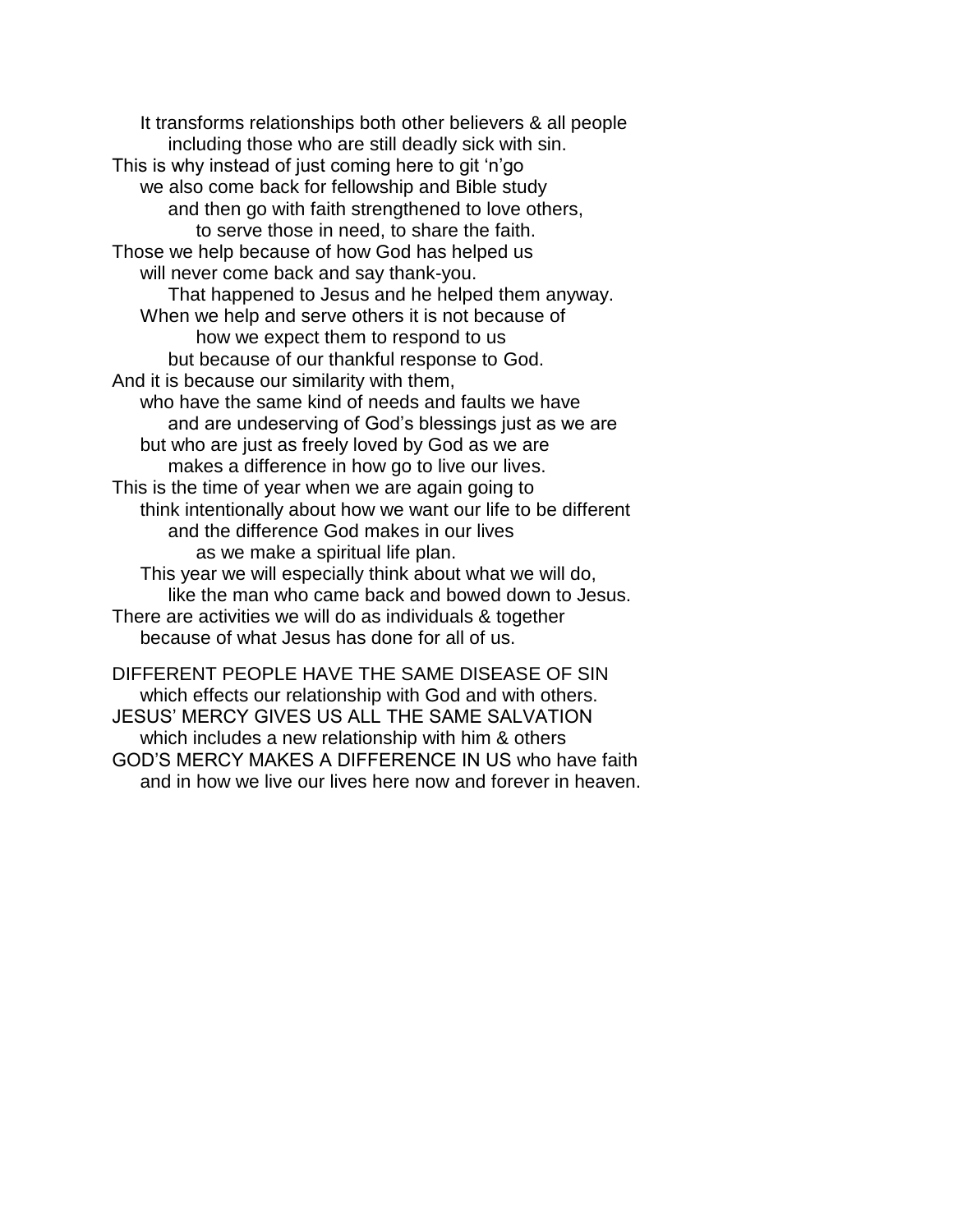It transforms relationships both other believers & all people
including those who are still deadly sick with sin.
This is why instead of just coming here to git 'n'go
we also come back for fellowship and Bible study
and then go with faith strengthened to love others,
to serve those in need, to share the faith.
Those we help because of how God has helped us
will never come back and say thank-you.
That happened to Jesus and he helped them anyway.
When we help and serve others it is not because of
how we expect them to respond to us
but because of our thankful response to God.
And it is because our similarity with them,
who have the same kind of needs and faults we have
and are undeserving of God's blessings just as we are
but who are just as freely loved by God as we are
makes a difference in how go to live our lives.
This is the time of year when we are again going to
think intentionally about how we want our life to be different
and the difference God makes in our lives
as we make a spiritual life plan.
This year we will especially think about what we will do,
like the man who came back and bowed down to Jesus.
There are activities we will do as individuals & together
because of what Jesus has done for all of us.

DIFFERENT PEOPLE HAVE THE SAME DISEASE OF SIN
which effects our relationship with God and with others.
JESUS' MERCY GIVES US ALL THE SAME SALVATION
which includes a new relationship with him & others
GOD'S MERCY MAKES A DIFFERENCE IN US who have faith
and in how we live our lives here now and forever in heaven.